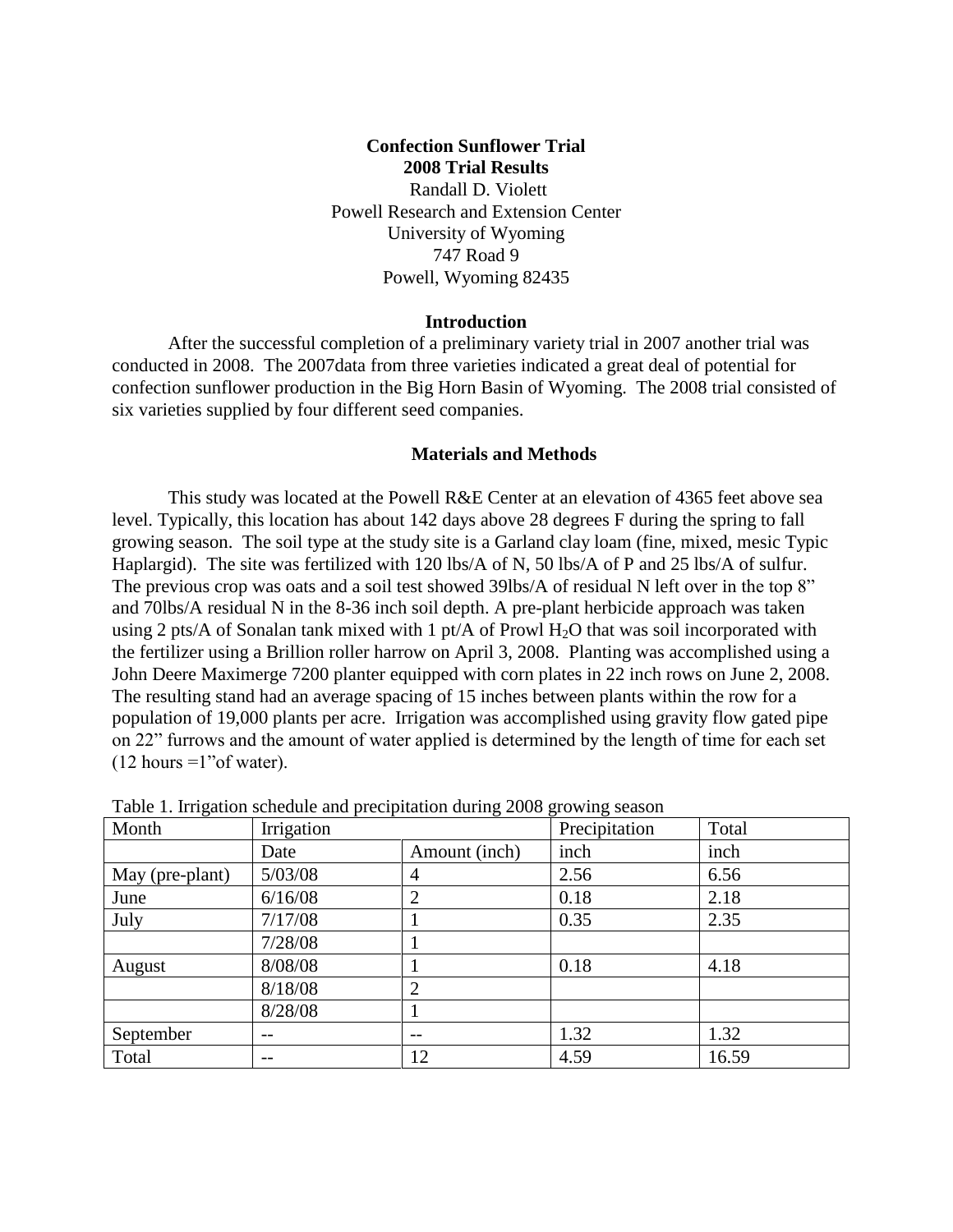**Confection Sunflower Trial**
**2008 Trial Results**

Randall D. Violett
Powell Research and Extension Center
University of Wyoming
747 Road 9
Powell, Wyoming 82435

## Introduction

After the successful completion of a preliminary variety trial in 2007 another trial was conducted in 2008. The 2007data from three varieties indicated a great deal of potential for confection sunflower production in the Big Horn Basin of Wyoming. The 2008 trial consisted of six varieties supplied by four different seed companies.

## Materials and Methods

This study was located at the Powell R&E Center at an elevation of 4365 feet above sea level. Typically, this location has about 142 days above 28 degrees F during the spring to fall growing season. The soil type at the study site is a Garland clay loam (fine, mixed, mesic Typic Haplargid). The site was fertilized with 120 lbs/A of N, 50 lbs/A of P and 25 lbs/A of sulfur. The previous crop was oats and a soil test showed 39lbs/A of residual N left over in the top 8" and 70lbs/A residual N in the 8-36 inch soil depth. A pre-plant herbicide approach was taken using 2 pts/A of Sonalan tank mixed with 1 pt/A of Prowl $H_2O$ that was soil incorporated with the fertilizer using a Brillion roller harrow on April 3, 2008. Planting was accomplished using a John Deere Maximerge 7200 planter equipped with corn plates in 22 inch rows on June 2, 2008. The resulting stand had an average spacing of 15 inches between plants within the row for a population of 19,000 plants per acre. Irrigation was accomplished using gravity flow gated pipe on 22" furrows and the amount of water applied is determined by the length of time for each set (12 hours =1"of water).

Table 1. Irrigation schedule and precipitation during 2008 growing season

| Month | Irrigation | | Precipitation | Total |
|---|---|---|---|---|
| | Date | Amount (inch) | inch | inch |
| May (pre-plant) | 5/03/08 | 4 | 2.56 | 6.56 |
| June | 6/16/08 | 2 | 0.18 | 2.18 |
| July | 7/17/08 | 1 | 0.35 | 2.35 |
| | 7/28/08 | 1 | | |
| August | 8/08/08 | 1 | 0.18 | 4.18 |
| | 8/18/08 | 2 | | |
| | 8/28/08 | 1 | | |
| September | -- | -- | 1.32 | 1.32 |
| Total | -- | 12 | 4.59 | 16.59 |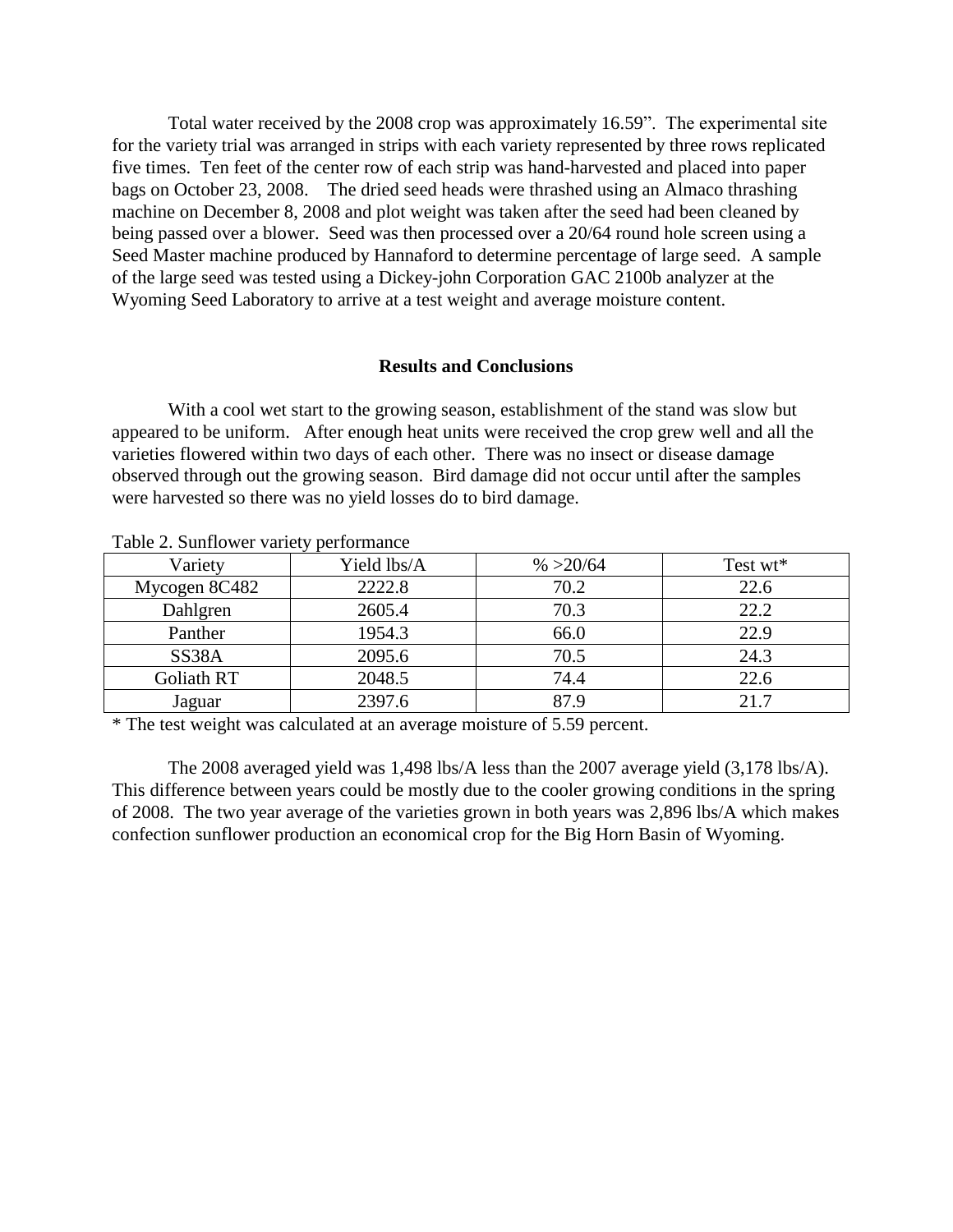Total water received by the 2008 crop was approximately 16.59". The experimental site for the variety trial was arranged in strips with each variety represented by three rows replicated five times. Ten feet of the center row of each strip was hand-harvested and placed into paper bags on October 23, 2008. The dried seed heads were thrashed using an Almaco thrashing machine on December 8, 2008 and plot weight was taken after the seed had been cleaned by being passed over a blower. Seed was then processed over a 20/64 round hole screen using a Seed Master machine produced by Hannaford to determine percentage of large seed. A sample of the large seed was tested using a Dickey-john Corporation GAC 2100b analyzer at the Wyoming Seed Laboratory to arrive at a test weight and average moisture content.

## Results and Conclusions

With a cool wet start to the growing season, establishment of the stand was slow but appeared to be uniform. After enough heat units were received the crop grew well and all the varieties flowered within two days of each other. There was no insect or disease damage observed through out the growing season. Bird damage did not occur until after the samples were harvested so there was no yield losses do to bird damage.

Table 2. Sunflower variety performance

| Variety | Yield lbs/A | % >20/64 | Test wt* |
|---|---|---|---|
| Mycogen 8C482 | 2222.8 | 70.2 | 22.6 |
| Dahlgren | 2605.4 | 70.3 | 22.2 |
| Panther | 1954.3 | 66.0 | 22.9 |
| SS38A | 2095.6 | 70.5 | 24.3 |
| Goliath RT | 2048.5 | 74.4 | 22.6 |
| Jaguar | 2397.6 | 87.9 | 21.7 |

* The test weight was calculated at an average moisture of 5.59 percent.

The 2008 averaged yield was 1,498 lbs/A less than the 2007 average yield (3,178 lbs/A). This difference between years could be mostly due to the cooler growing conditions in the spring of 2008. The two year average of the varieties grown in both years was 2,896 lbs/A which makes confection sunflower production an economical crop for the Big Horn Basin of Wyoming.